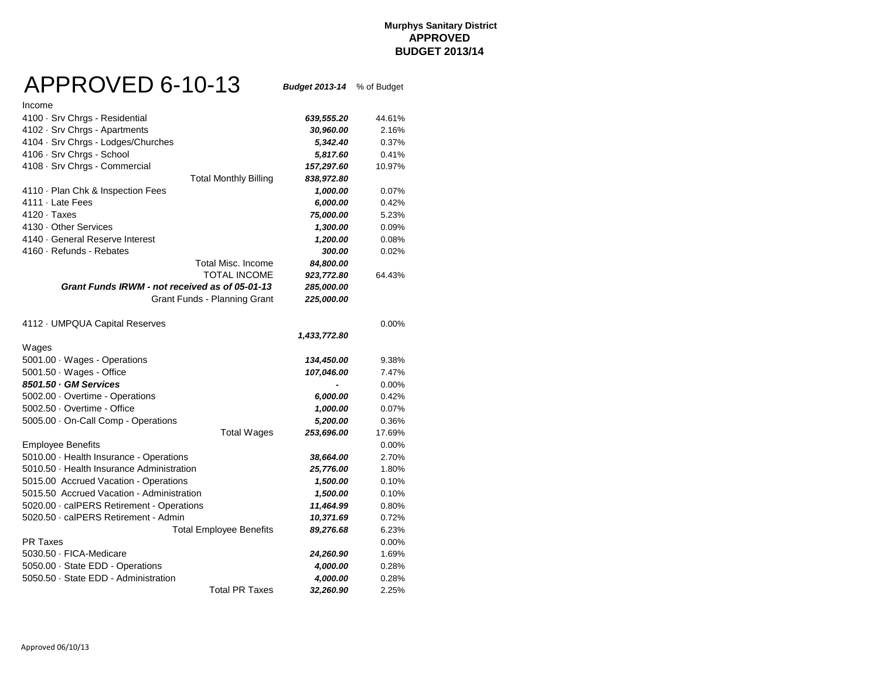**Murphys Sanitary District**
**APPROVED**
**BUDGET 2013/14**

# APPROVED 6-10-13

| | *Budget 2013-14* | % of Budget |
|---|---|---|
| Income | | |
| 4100 · Srv Chrgs - Residential | ***639,555.20*** | 44.61% |
| 4102 · Srv Chrgs - Apartments | ***30,960.00*** | 2.16% |
| 4104 · Srv Chrgs - Lodges/Churches | ***5,342.40*** | 0.37% |
| 4106 · Srv Chrgs - School | ***5,817.60*** | 0.41% |
| 4108 · Srv Chrgs - Commercial | ***157,297.60*** | 10.97% |
| Total Monthly Billing | ***838,972.80*** | |
| 4110 · Plan Chk & Inspection Fees | ***1,000.00*** | 0.07% |
| 4111 · Late Fees | ***6,000.00*** | 0.42% |
| 4120 · Taxes | ***75,000.00*** | 5.23% |
| 4130 · Other Services | ***1,300.00*** | 0.09% |
| 4140 · General Reserve Interest | ***1,200.00*** | 0.08% |
| 4160 · Refunds - Rebates | ***300.00*** | 0.02% |
| Total Misc. Income | ***84,800.00*** | |
| TOTAL INCOME | ***923,772.80*** | 64.43% |
| ***Grant Funds IRWM - not received as of 05-01-13*** | ***285,000.00*** | |
| Grant Funds - Planning Grant | ***225,000.00*** | |
| 4112 · UMPQUA Capital Reserves | | 0.00% |
| | ***1,433,772.80*** | |
| Wages | | |
| 5001.00 · Wages - Operations | ***134,450.00*** | 9.38% |
| 5001.50 · Wages - Office | ***107,046.00*** | 7.47% |
| ***8501.50 · GM Services*** | ***-*** | 0.00% |
| 5002.00 · Overtime - Operations | ***6,000.00*** | 0.42% |
| 5002.50 · Overtime - Office | ***1,000.00*** | 0.07% |
| 5005.00 · On-Call Comp - Operations | ***5,200.00*** | 0.36% |
| Total Wages | ***253,696.00*** | 17.69% |
| Employee Benefits | | 0.00% |
| 5010.00 · Health Insurance - Operations | ***38,664.00*** | 2.70% |
| 5010.50 · Health Insurance Administration | ***25,776.00*** | 1.80% |
| 5015.00 Accrued Vacation - Operations | ***1,500.00*** | 0.10% |
| 5015.50 Accrued Vacation - Administration | ***1,500.00*** | 0.10% |
| 5020.00 · calPERS Retirement - Operations | ***11,464.99*** | 0.80% |
| 5020.50 · calPERS Retirement - Admin | ***10,371.69*** | 0.72% |
| Total Employee Benefits | ***89,276.68*** | 6.23% |
| PR Taxes | | 0.00% |
| 5030.50 · FICA-Medicare | ***24,260.90*** | 1.69% |
| 5050.00 · State EDD - Operations | ***4,000.00*** | 0.28% |
| 5050.50 · State EDD - Administration | ***4,000.00*** | 0.28% |
| Total PR Taxes | ***32,260.90*** | 2.25% |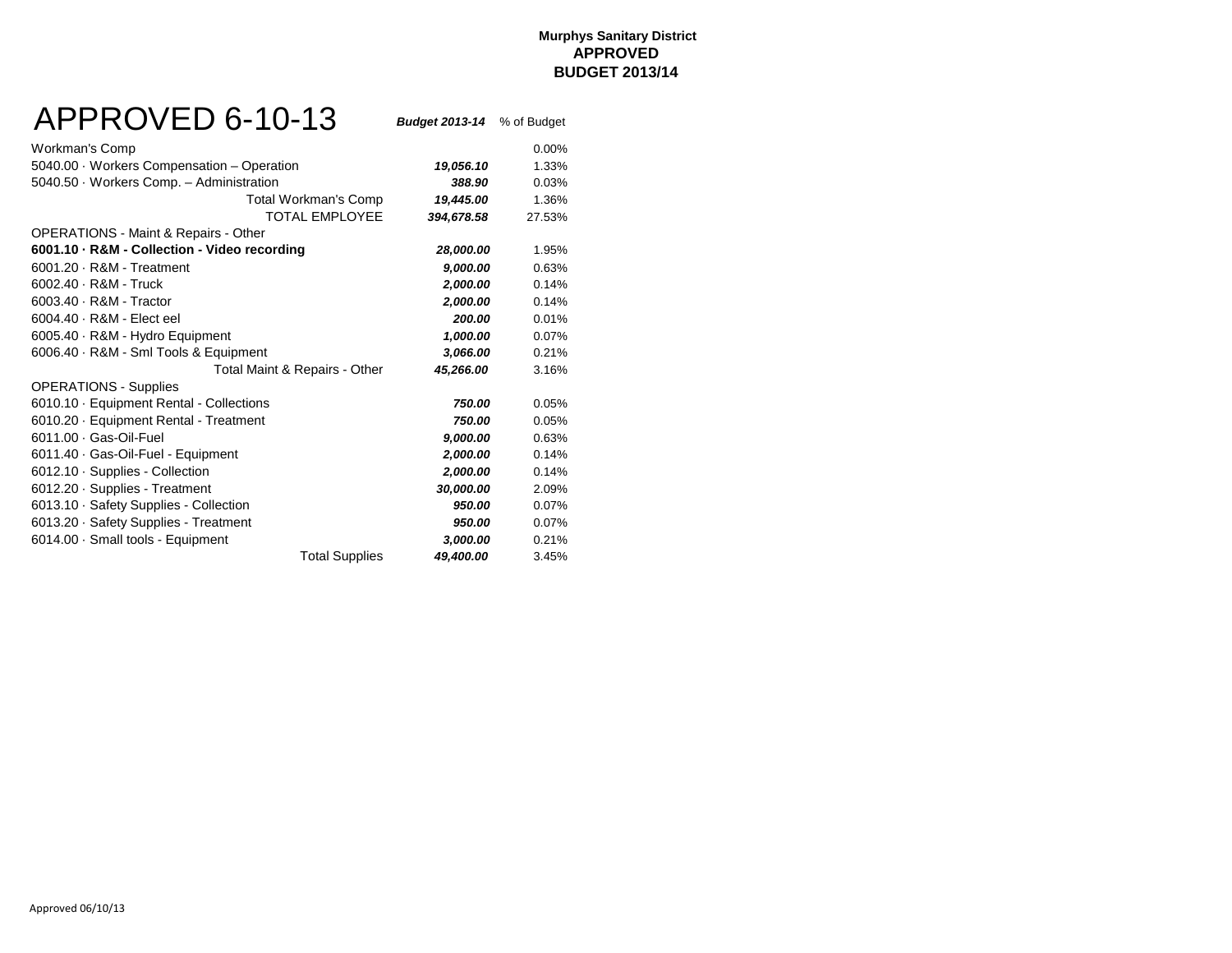**Murphys Sanitary District**
**APPROVED**
**BUDGET 2013/14**

# APPROVED 6-10-13

| | ***Budget 2013-14*** | % of Budget |
|---|---|---|
| Workman's Comp | | 0.00% |
| 5040.00 · Workers Compensation – Operation | ***19,056.10*** | 1.33% |
| 5040.50 · Workers Comp. – Administration | ***388.90*** | 0.03% |
| Total Workman's Comp | ***19,445.00*** | 1.36% |
| TOTAL EMPLOYEE | ***394,678.58*** | 27.53% |
| OPERATIONS - Maint & Repairs - Other | | |
| **6001.10 · R&M - Collection - Video recording** | ***28,000.00*** | 1.95% |
| 6001.20 · R&M - Treatment | ***9,000.00*** | 0.63% |
| 6002.40 · R&M - Truck | ***2,000.00*** | 0.14% |
| 6003.40 · R&M - Tractor | ***2,000.00*** | 0.14% |
| 6004.40 · R&M - Elect eel | ***200.00*** | 0.01% |
| 6005.40 · R&M - Hydro Equipment | ***1,000.00*** | 0.07% |
| 6006.40 · R&M - Sml Tools & Equipment | ***3,066.00*** | 0.21% |
| Total Maint & Repairs - Other | ***45,266.00*** | 3.16% |
| OPERATIONS - Supplies | | |
| 6010.10 · Equipment Rental - Collections | ***750.00*** | 0.05% |
| 6010.20 · Equipment Rental - Treatment | ***750.00*** | 0.05% |
| 6011.00 · Gas-Oil-Fuel | ***9,000.00*** | 0.63% |
| 6011.40 · Gas-Oil-Fuel - Equipment | ***2,000.00*** | 0.14% |
| 6012.10 · Supplies - Collection | ***2,000.00*** | 0.14% |
| 6012.20 · Supplies - Treatment | ***30,000.00*** | 2.09% |
| 6013.10 · Safety Supplies - Collection | ***950.00*** | 0.07% |
| 6013.20 · Safety Supplies - Treatment | ***950.00*** | 0.07% |
| 6014.00 · Small tools - Equipment | ***3,000.00*** | 0.21% |
| Total Supplies | ***49,400.00*** | 3.45% |

Approved 06/10/13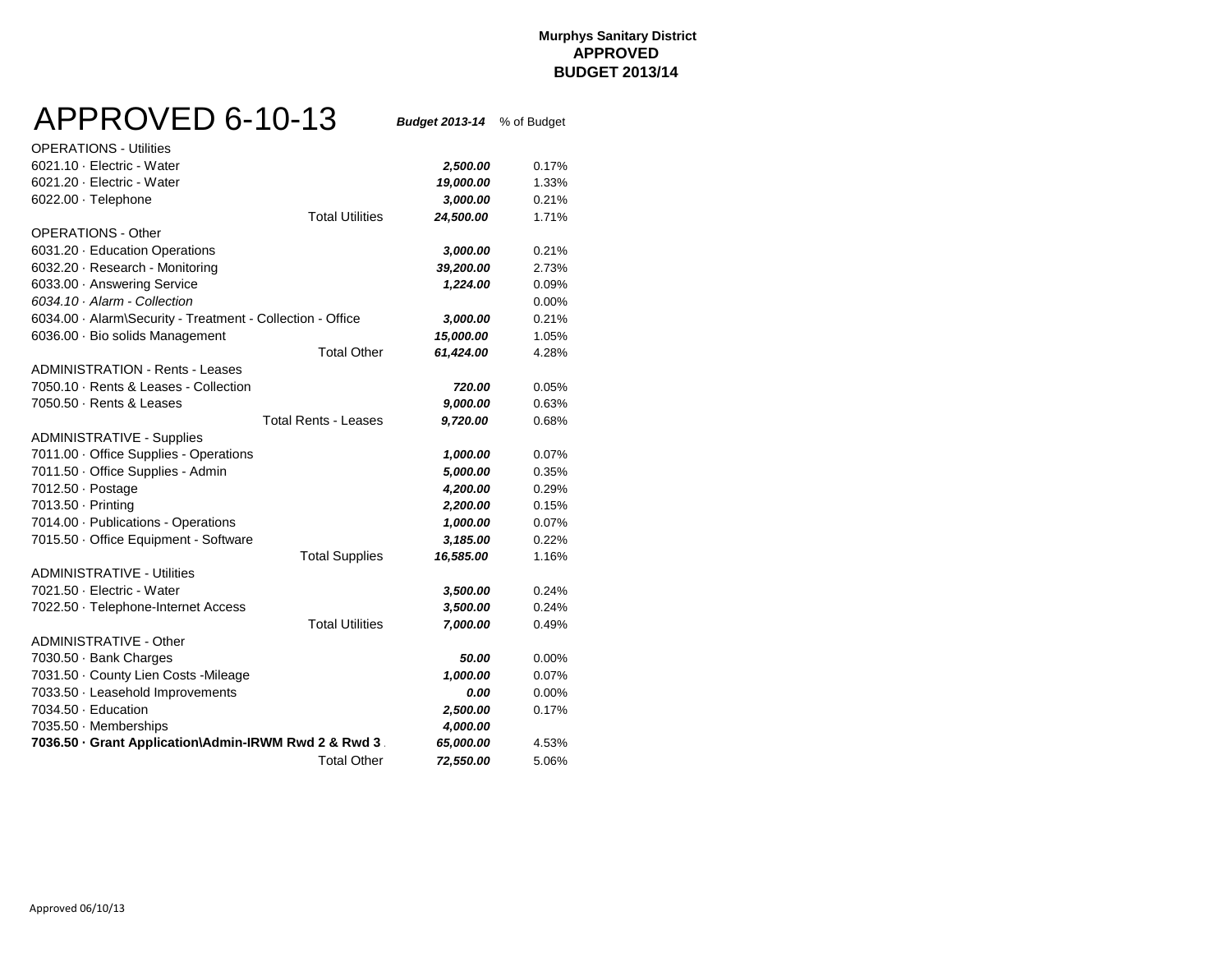**Murphys Sanitary District**
**APPROVED**
**BUDGET 2013/14**

# APPROVED 6-10-13

| | ***Budget 2013-14*** | % of Budget |
|---|---|---|
| OPERATIONS - Utilities | | |
| 6021.10 · Electric - Water | ***2,500.00*** | 0.17% |
| 6021.20 · Electric - Water | ***19,000.00*** | 1.33% |
| 6022.00 · Telephone | ***3,000.00*** | 0.21% |
| Total Utilities | ***24,500.00*** | 1.71% |
| OPERATIONS - Other | | |
| 6031.20 · Education Operations | ***3,000.00*** | 0.21% |
| 6032.20 · Research - Monitoring | ***39,200.00*** | 2.73% |
| 6033.00 · Answering Service | ***1,224.00*** | 0.09% |
| *6034.10 · Alarm - Collection* | | 0.00% |
| 6034.00 · Alarm\Security - Treatment - Collection - Office | ***3,000.00*** | 0.21% |
| 6036.00 · Bio solids Management | ***15,000.00*** | 1.05% |
| Total Other | ***61,424.00*** | 4.28% |
| ADMINISTRATION - Rents - Leases | | |
| 7050.10 · Rents & Leases - Collection | ***720.00*** | 0.05% |
| 7050.50 · Rents & Leases | ***9,000.00*** | 0.63% |
| Total Rents - Leases | ***9,720.00*** | 0.68% |
| ADMINISTRATIVE - Supplies | | |
| 7011.00 · Office Supplies - Operations | ***1,000.00*** | 0.07% |
| 7011.50 · Office Supplies - Admin | ***5,000.00*** | 0.35% |
| 7012.50 · Postage | ***4,200.00*** | 0.29% |
| 7013.50 · Printing | ***2,200.00*** | 0.15% |
| 7014.00 · Publications - Operations | ***1,000.00*** | 0.07% |
| 7015.50 · Office Equipment - Software | ***3,185.00*** | 0.22% |
| Total Supplies | ***16,585.00*** | 1.16% |
| ADMINISTRATIVE - Utilities | | |
| 7021.50 · Electric - Water | ***3,500.00*** | 0.24% |
| 7022.50 · Telephone-Internet Access | ***3,500.00*** | 0.24% |
| Total Utilities | ***7,000.00*** | 0.49% |
| ADMINISTRATIVE - Other | | |
| 7030.50 · Bank Charges | ***50.00*** | 0.00% |
| 7031.50 · County Lien Costs -Mileage | ***1,000.00*** | 0.07% |
| 7033.50 · Leasehold Improvements | ***0.00*** | 0.00% |
| 7034.50 · Education | ***2,500.00*** | 0.17% |
| 7035.50 · Memberships | ***4,000.00*** | |
| **7036.50 · Grant Application\Admin-IRWM Rwd 2 & Rwd 3** | ***65,000.00*** | 4.53% |
| Total Other | ***72,550.00*** | 5.06% |

Approved 06/10/13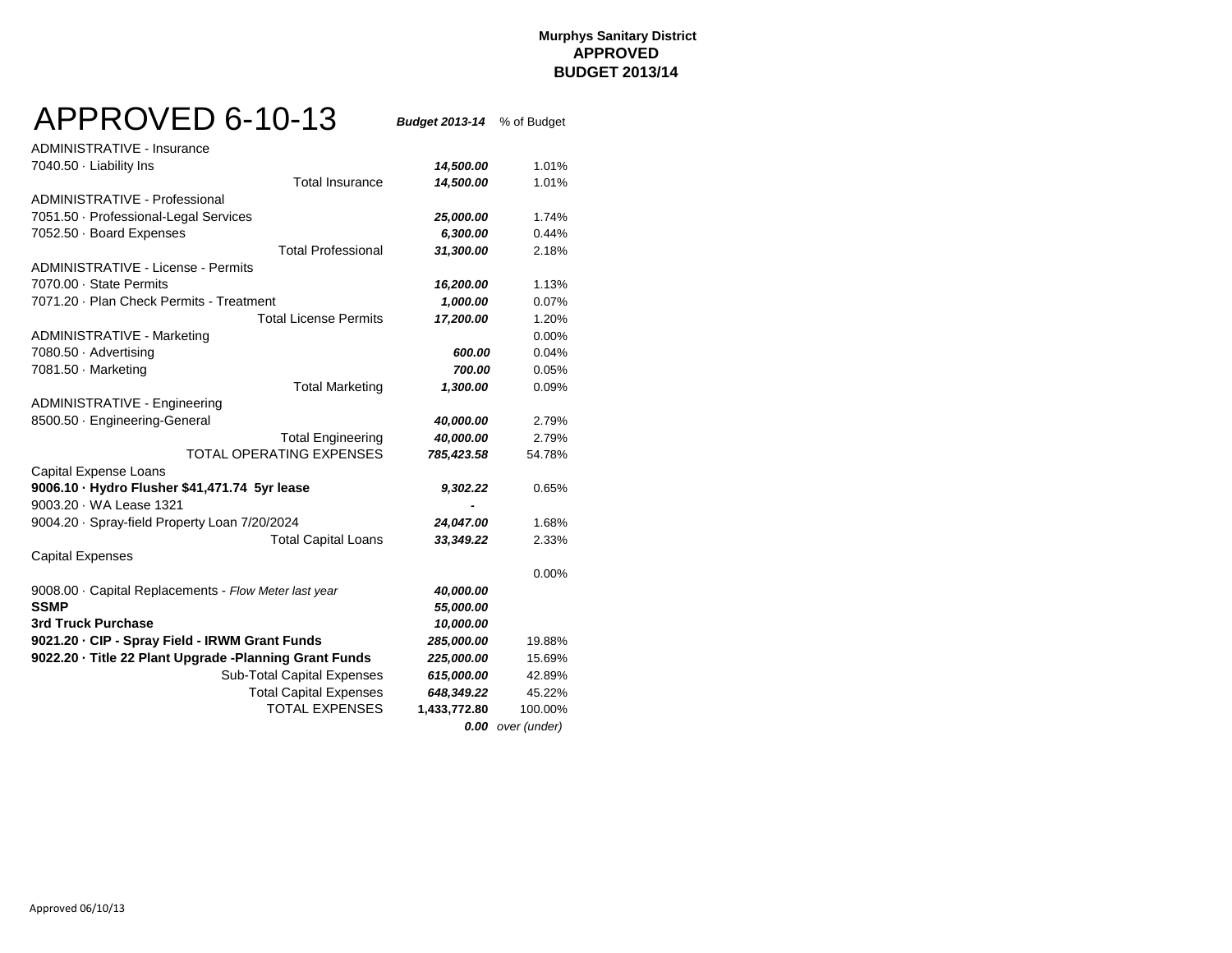**Murphys Sanitary District**
**APPROVED**
**BUDGET 2013/14**

# APPROVED 6-10-13

| | ***Budget 2013-14*** | % of Budget |
|---|---|---|
| ADMINISTRATIVE - Insurance | | |
| 7040.50 · Liability Ins | ***14,500.00*** | 1.01% |
| Total Insurance | ***14,500.00*** | 1.01% |
| ADMINISTRATIVE - Professional | | |
| 7051.50 · Professional-Legal Services | ***25,000.00*** | 1.74% |
| 7052.50 · Board Expenses | ***6,300.00*** | 0.44% |
| Total Professional | ***31,300.00*** | 2.18% |
| ADMINISTRATIVE - License - Permits | | |
| 7070.00 · State Permits | ***16,200.00*** | 1.13% |
| 7071.20 · Plan Check Permits - Treatment | ***1,000.00*** | 0.07% |
| Total License Permits | ***17,200.00*** | 1.20% |
| ADMINISTRATIVE - Marketing | | 0.00% |
| 7080.50 · Advertising | ***600.00*** | 0.04% |
| 7081.50 · Marketing | ***700.00*** | 0.05% |
| Total Marketing | ***1,300.00*** | 0.09% |
| ADMINISTRATIVE - Engineering | | |
| 8500.50 · Engineering-General | ***40,000.00*** | 2.79% |
| Total Engineering | ***40,000.00*** | 2.79% |
| TOTAL OPERATING EXPENSES | ***785,423.58*** | 54.78% |
| Capital Expense Loans | | |
| **9006.10 · Hydro Flusher $41,471.74 5yr lease** | ***9,302.22*** | 0.65% |
| 9003.20 · WA Lease 1321 | ***-*** | |
| 9004.20 · Spray-field Property Loan 7/20/2024 | ***24,047.00*** | 1.68% |
| Total Capital Loans | ***33,349.22*** | 2.33% |
| Capital Expenses | | |
| | | 0.00% |
| 9008.00 · Capital Replacements - *Flow Meter last year* | ***40,000.00*** | |
| **SSMP** | ***55,000.00*** | |
| **3rd Truck Purchase** | ***10,000.00*** | |
| **9021.20 · CIP - Spray Field - IRWM Grant Funds** | ***285,000.00*** | 19.88% |
| **9022.20 · Title 22 Plant Upgrade -Planning Grant Funds** | ***225,000.00*** | 15.69% |
| Sub-Total Capital Expenses | ***615,000.00*** | 42.89% |
| Total Capital Expenses | ***648,349.22*** | 45.22% |
| TOTAL EXPENSES | **1,433,772.80** | 100.00% |
| | ***0.00*** | *over (under)* |

Approved 06/10/13